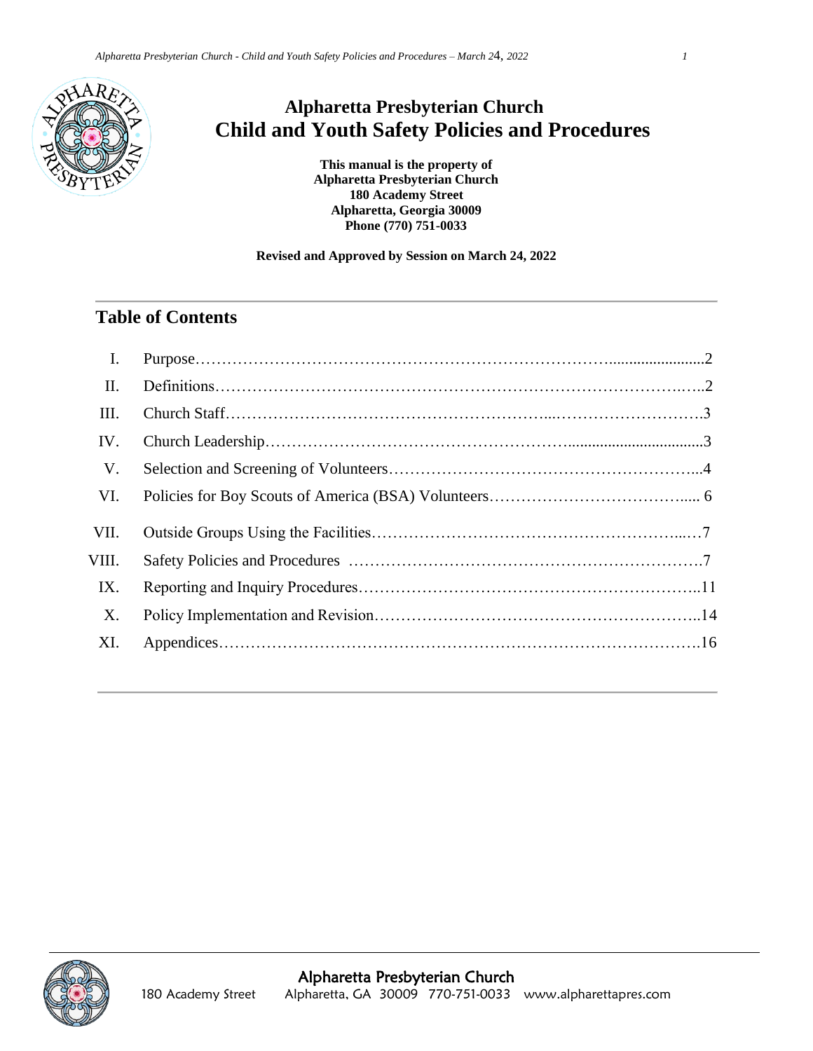# Alpharetta Presbyterian Church
# Child and Youth Safety Policies and Procedures

**This manual is the property of**
**Alpharetta Presbyterian Church**
**180 Academy Street**
**Alpharetta, Georgia 30009**
**Phone (770) 751-0033**

**Revised and Approved by Session on March 24, 2022**

## Table of Contents

| | | |
|---|---|---|
| I. | Purpose | 2 |
| II. | Definitions | 2 |
| III. | Church Staff | 3 |
| IV. | Church Leadership | 3 |
| V. | Selection and Screening of Volunteers | 4 |
| VI. | Policies for Boy Scouts of America (BSA) Volunteers | 6 |
| VII. | Outside Groups Using the Facilities | 7 |
| VIII. | Safety Policies and Procedures | 7 |
| IX. | Reporting and Inquiry Procedures | 11 |
| X. | Policy Implementation and Revision | 14 |
| XI. | Appendices | 16 |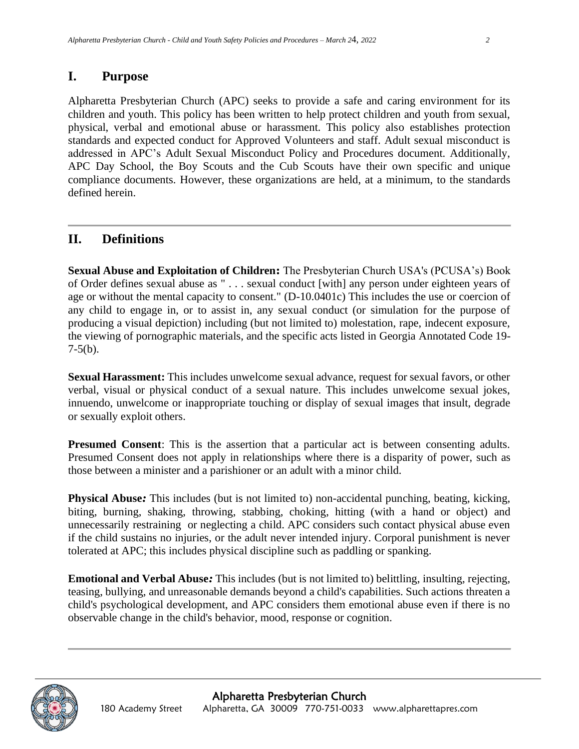## I. Purpose

Alpharetta Presbyterian Church (APC) seeks to provide a safe and caring environment for its children and youth. This policy has been written to help protect children and youth from sexual, physical, verbal and emotional abuse or harassment. This policy also establishes protection standards and expected conduct for Approved Volunteers and staff. Adult sexual misconduct is addressed in APC's Adult Sexual Misconduct Policy and Procedures document. Additionally, APC Day School, the Boy Scouts and the Cub Scouts have their own specific and unique compliance documents. However, these organizations are held, at a minimum, to the standards defined herein.

---

## II. Definitions

**Sexual Abuse and Exploitation of Children:** The Presbyterian Church USA's (PCUSA's) Book of Order defines sexual abuse as " . . . sexual conduct [with] any person under eighteen years of age or without the mental capacity to consent." (D-10.0401c) This includes the use or coercion of any child to engage in, or to assist in, any sexual conduct (or simulation for the purpose of producing a visual depiction) including (but not limited to) molestation, rape, indecent exposure, the viewing of pornographic materials, and the specific acts listed in Georgia Annotated Code 19-7-5(b).

**Sexual Harassment:** This includes unwelcome sexual advance, request for sexual favors, or other verbal, visual or physical conduct of a sexual nature. This includes unwelcome sexual jokes, innuendo, unwelcome or inappropriate touching or display of sexual images that insult, degrade or sexually exploit others.

**Presumed Consent**: This is the assertion that a particular act is between consenting adults. Presumed Consent does not apply in relationships where there is a disparity of power, such as those between a minister and a parishioner or an adult with a minor child.

**Physical Abuse***:* This includes (but is not limited to) non-accidental punching, beating, kicking, biting, burning, shaking, throwing, stabbing, choking, hitting (with a hand or object) and unnecessarily restraining or neglecting a child. APC considers such contact physical abuse even if the child sustains no injuries, or the adult never intended injury. Corporal punishment is never tolerated at APC; this includes physical discipline such as paddling or spanking.

**Emotional and Verbal Abuse***:* This includes (but is not limited to) belittling, insulting, rejecting, teasing, bullying, and unreasonable demands beyond a child's capabilities. Such actions threaten a child's psychological development, and APC considers them emotional abuse even if there is no observable change in the child's behavior, mood, response or cognition.

---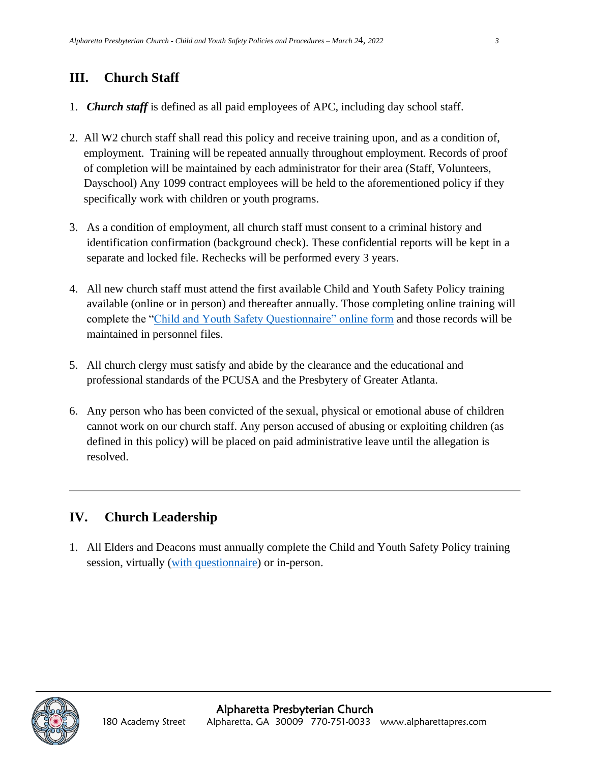## III. Church Staff

1. ***Church staff*** is defined as all paid employees of APC, including day school staff.

2. All W2 church staff shall read this policy and receive training upon, and as a condition of, employment. Training will be repeated annually throughout employment. Records of proof of completion will be maintained by each administrator for their area (Staff, Volunteers, Dayschool) Any 1099 contract employees will be held to the aforementioned policy if they specifically work with children or youth programs.

3. As a condition of employment, all church staff must consent to a criminal history and identification confirmation (background check). These confidential reports will be kept in a separate and locked file. Rechecks will be performed every 3 years.

4. All new church staff must attend the first available Child and Youth Safety Policy training available (online or in person) and thereafter annually. Those completing online training will complete the "Child and Youth Safety Questionnaire" online form and those records will be maintained in personnel files.

5. All church clergy must satisfy and abide by the clearance and the educational and professional standards of the PCUSA and the Presbytery of Greater Atlanta.

6. Any person who has been convicted of the sexual, physical or emotional abuse of children cannot work on our church staff. Any person accused of abusing or exploiting children (as defined in this policy) will be placed on paid administrative leave until the allegation is resolved.

---

## IV. Church Leadership

1. All Elders and Deacons must annually complete the Child and Youth Safety Policy training session, virtually (with questionnaire) or in-person.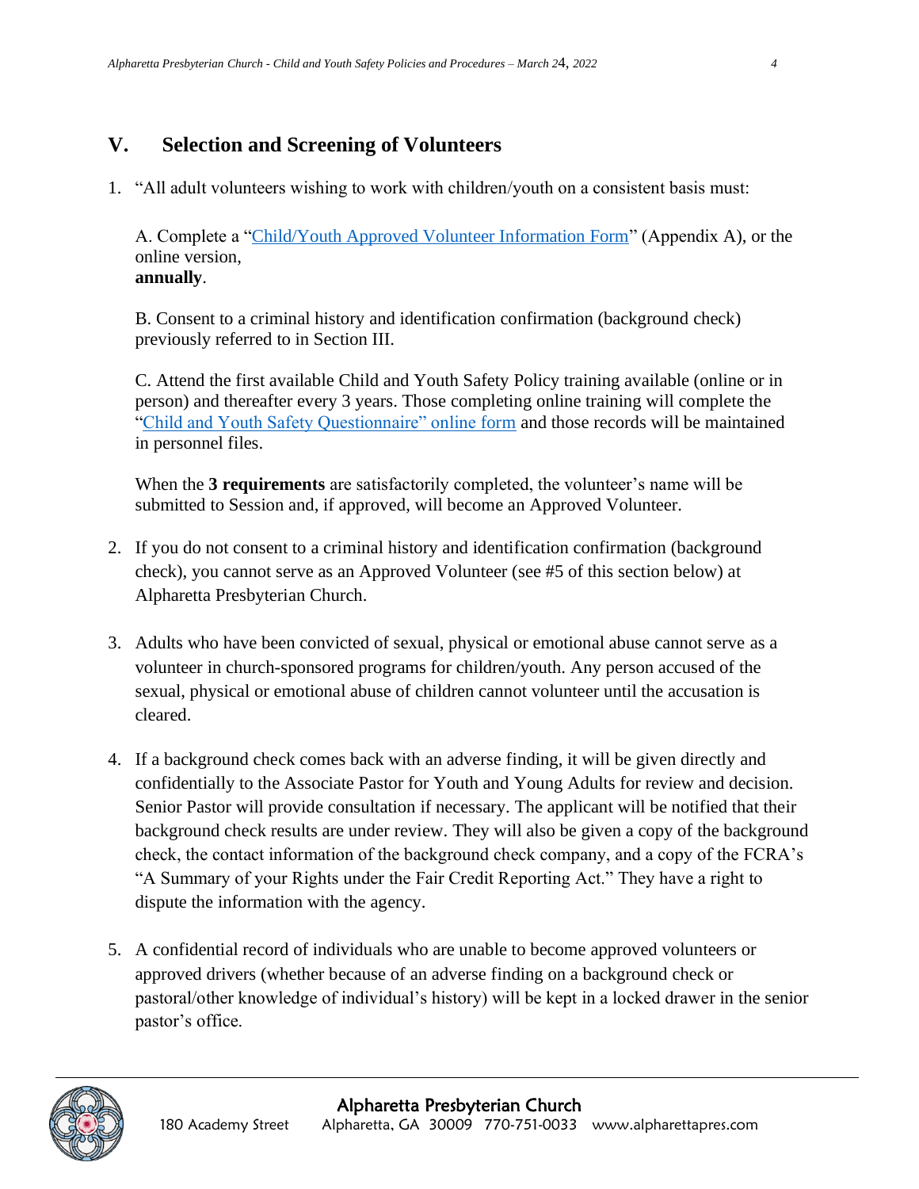## V. Selection and Screening of Volunteers

1. "All adult volunteers wishing to work with children/youth on a consistent basis must:

   A. Complete a "Child/Youth Approved Volunteer Information Form" (Appendix A), or the online version, **annually**.

   B. Consent to a criminal history and identification confirmation (background check) previously referred to in Section III.

   C. Attend the first available Child and Youth Safety Policy training available (online or in person) and thereafter every 3 years. Those completing online training will complete the "Child and Youth Safety Questionnaire" online form and those records will be maintained in personnel files.

   When the **3 requirements** are satisfactorily completed, the volunteer's name will be submitted to Session and, if approved, will become an Approved Volunteer.

2. If you do not consent to a criminal history and identification confirmation (background check), you cannot serve as an Approved Volunteer (see #5 of this section below) at Alpharetta Presbyterian Church.

3. Adults who have been convicted of sexual, physical or emotional abuse cannot serve as a volunteer in church-sponsored programs for children/youth. Any person accused of the sexual, physical or emotional abuse of children cannot volunteer until the accusation is cleared.

4. If a background check comes back with an adverse finding, it will be given directly and confidentially to the Associate Pastor for Youth and Young Adults for review and decision. Senior Pastor will provide consultation if necessary. The applicant will be notified that their background check results are under review. They will also be given a copy of the background check, the contact information of the background check company, and a copy of the FCRA's "A Summary of your Rights under the Fair Credit Reporting Act." They have a right to dispute the information with the agency.

5. A confidential record of individuals who are unable to become approved volunteers or approved drivers (whether because of an adverse finding on a background check or pastoral/other knowledge of individual's history) will be kept in a locked drawer in the senior pastor's office.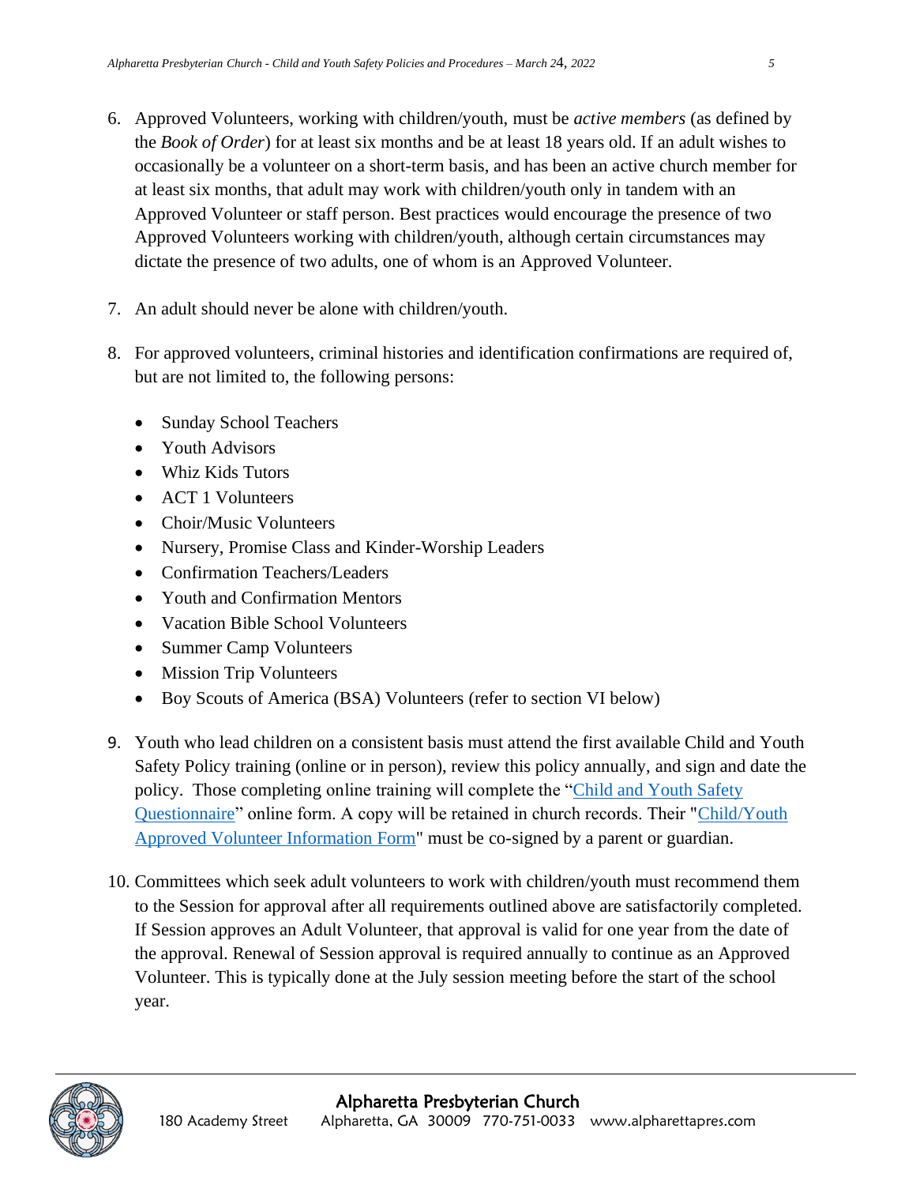6. Approved Volunteers, working with children/youth, must be *active members* (as defined by the *Book of Order*) for at least six months and be at least 18 years old. If an adult wishes to occasionally be a volunteer on a short-term basis, and has been an active church member for at least six months, that adult may work with children/youth only in tandem with an Approved Volunteer or staff person. Best practices would encourage the presence of two Approved Volunteers working with children/youth, although certain circumstances may dictate the presence of two adults, one of whom is an Approved Volunteer.

7. An adult should never be alone with children/youth.

8. For approved volunteers, criminal histories and identification confirmations are required of, but are not limited to, the following persons:

   - Sunday School Teachers
   - Youth Advisors
   - Whiz Kids Tutors
   - ACT 1 Volunteers
   - Choir/Music Volunteers
   - Nursery, Promise Class and Kinder-Worship Leaders
   - Confirmation Teachers/Leaders
   - Youth and Confirmation Mentors
   - Vacation Bible School Volunteers
   - Summer Camp Volunteers
   - Mission Trip Volunteers
   - Boy Scouts of America (BSA) Volunteers (refer to section VI below)

9. Youth who lead children on a consistent basis must attend the first available Child and Youth Safety Policy training (online or in person), review this policy annually, and sign and date the policy. Those completing online training will complete the "Child and Youth Safety Questionnaire" online form. A copy will be retained in church records. Their "Child/Youth Approved Volunteer Information Form" must be co-signed by a parent or guardian.

10. Committees which seek adult volunteers to work with children/youth must recommend them to the Session for approval after all requirements outlined above are satisfactorily completed. If Session approves an Adult Volunteer, that approval is valid for one year from the date of the approval. Renewal of Session approval is required annually to continue as an Approved Volunteer. This is typically done at the July session meeting before the start of the school year.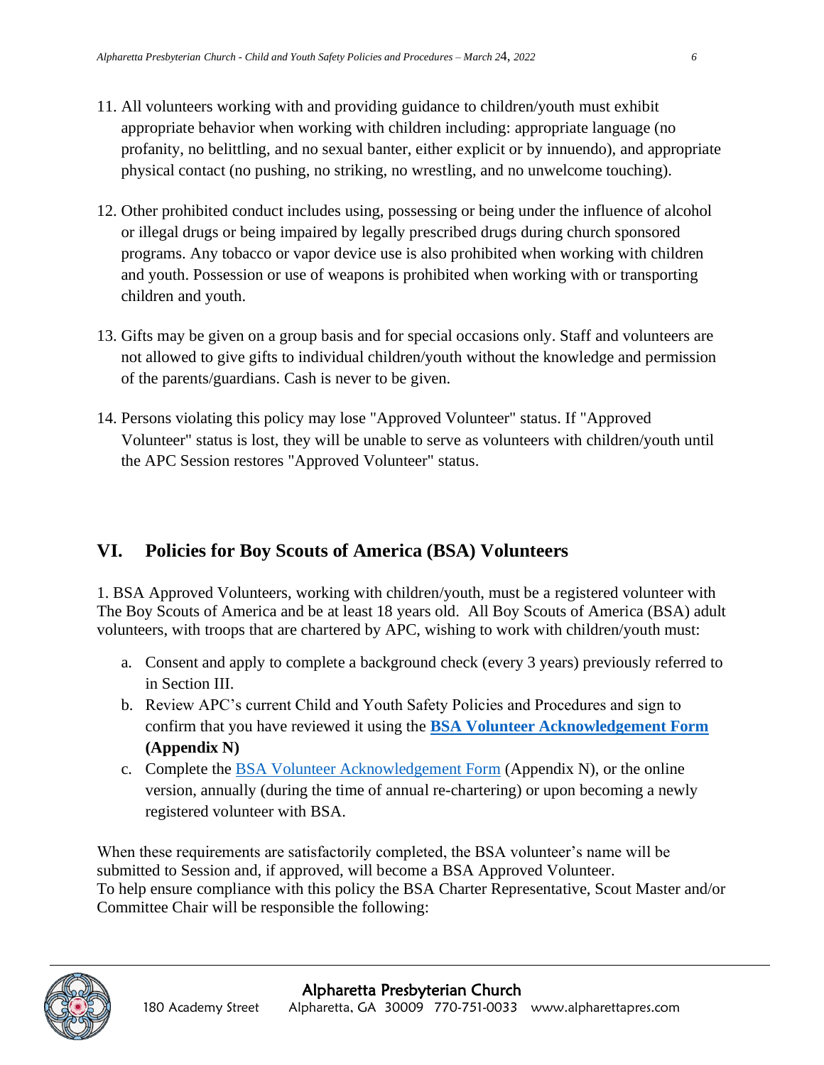11. All volunteers working with and providing guidance to children/youth must exhibit appropriate behavior when working with children including: appropriate language (no profanity, no belittling, and no sexual banter, either explicit or by innuendo), and appropriate physical contact (no pushing, no striking, no wrestling, and no unwelcome touching).

12. Other prohibited conduct includes using, possessing or being under the influence of alcohol or illegal drugs or being impaired by legally prescribed drugs during church sponsored programs. Any tobacco or vapor device use is also prohibited when working with children and youth. Possession or use of weapons is prohibited when working with or transporting children and youth.

13. Gifts may be given on a group basis and for special occasions only. Staff and volunteers are not allowed to give gifts to individual children/youth without the knowledge and permission of the parents/guardians. Cash is never to be given.

14. Persons violating this policy may lose "Approved Volunteer" status. If "Approved Volunteer" status is lost, they will be unable to serve as volunteers with children/youth until the APC Session restores "Approved Volunteer" status.

## VI. Policies for Boy Scouts of America (BSA) Volunteers

1. BSA Approved Volunteers, working with children/youth, must be a registered volunteer with The Boy Scouts of America and be at least 18 years old. All Boy Scouts of America (BSA) adult volunteers, with troops that are chartered by APC, wishing to work with children/youth must:

a. Consent and apply to complete a background check (every 3 years) previously referred to in Section III.
b. Review APC's current Child and Youth Safety Policies and Procedures and sign to confirm that you have reviewed it using the **BSA Volunteer Acknowledgement Form (Appendix N)**
c. Complete the BSA Volunteer Acknowledgement Form (Appendix N), or the online version, annually (during the time of annual re-chartering) or upon becoming a newly registered volunteer with BSA.

When these requirements are satisfactorily completed, the BSA volunteer's name will be submitted to Session and, if approved, will become a BSA Approved Volunteer.
To help ensure compliance with this policy the BSA Charter Representative, Scout Master and/or Committee Chair will be responsible the following: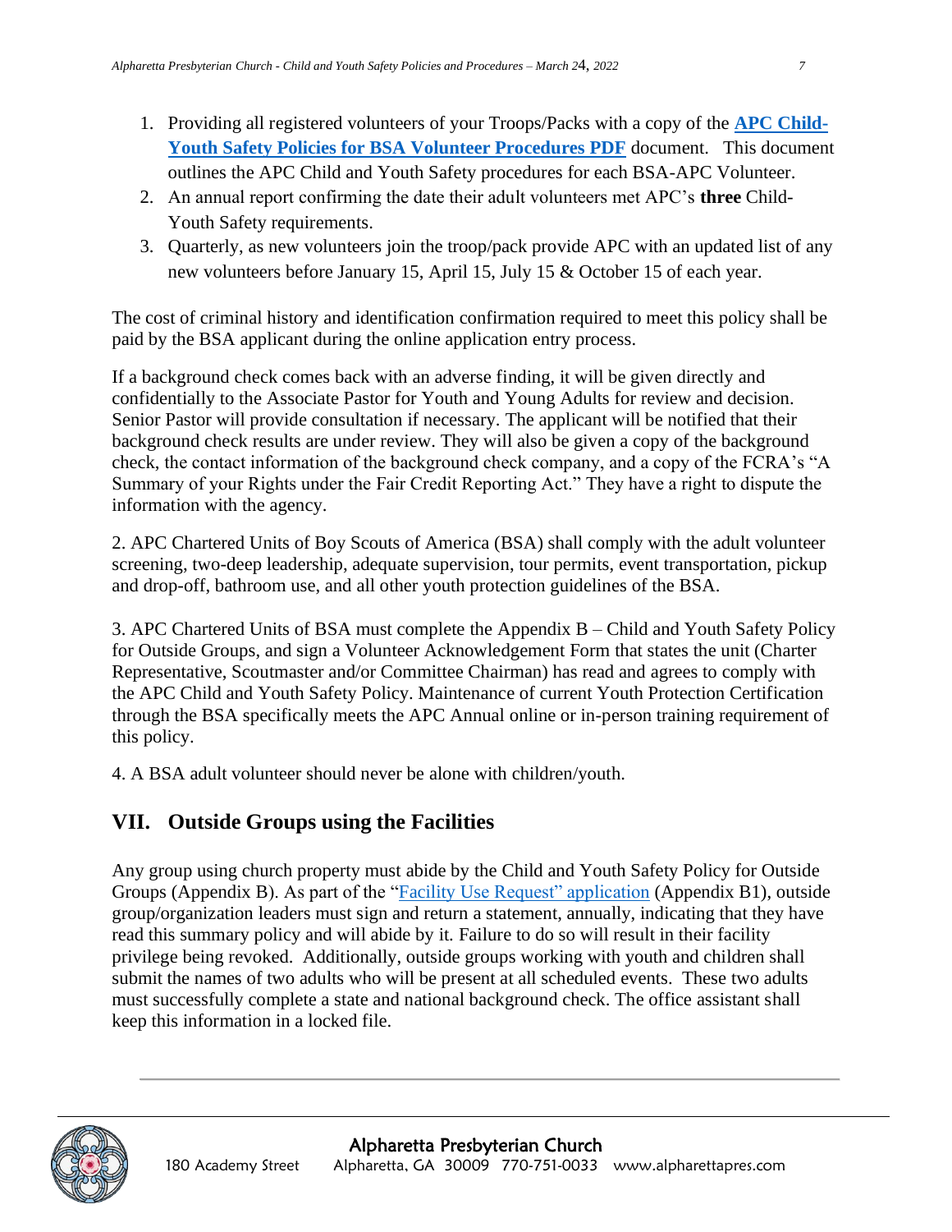1. Providing all registered volunteers of your Troops/Packs with a copy of the **APC Child-Youth Safety Policies for BSA Volunteer Procedures PDF** document. This document outlines the APC Child and Youth Safety procedures for each BSA-APC Volunteer.
2. An annual report confirming the date their adult volunteers met APC's **three** Child-Youth Safety requirements.
3. Quarterly, as new volunteers join the troop/pack provide APC with an updated list of any new volunteers before January 15, April 15, July 15 & October 15 of each year.

The cost of criminal history and identification confirmation required to meet this policy shall be paid by the BSA applicant during the online application entry process.

If a background check comes back with an adverse finding, it will be given directly and confidentially to the Associate Pastor for Youth and Young Adults for review and decision. Senior Pastor will provide consultation if necessary. The applicant will be notified that their background check results are under review. They will also be given a copy of the background check, the contact information of the background check company, and a copy of the FCRA's "A Summary of your Rights under the Fair Credit Reporting Act." They have a right to dispute the information with the agency.

2. APC Chartered Units of Boy Scouts of America (BSA) shall comply with the adult volunteer screening, two-deep leadership, adequate supervision, tour permits, event transportation, pickup and drop-off, bathroom use, and all other youth protection guidelines of the BSA.

3. APC Chartered Units of BSA must complete the Appendix B – Child and Youth Safety Policy for Outside Groups, and sign a Volunteer Acknowledgement Form that states the unit (Charter Representative, Scoutmaster and/or Committee Chairman) has read and agrees to comply with the APC Child and Youth Safety Policy. Maintenance of current Youth Protection Certification through the BSA specifically meets the APC Annual online or in-person training requirement of this policy.

4. A BSA adult volunteer should never be alone with children/youth.

## VII. Outside Groups using the Facilities

Any group using church property must abide by the Child and Youth Safety Policy for Outside Groups (Appendix B). As part of the "Facility Use Request" application (Appendix B1), outside group/organization leaders must sign and return a statement, annually, indicating that they have read this summary policy and will abide by it. Failure to do so will result in their facility privilege being revoked. Additionally, outside groups working with youth and children shall submit the names of two adults who will be present at all scheduled events. These two adults must successfully complete a state and national background check. The office assistant shall keep this information in a locked file.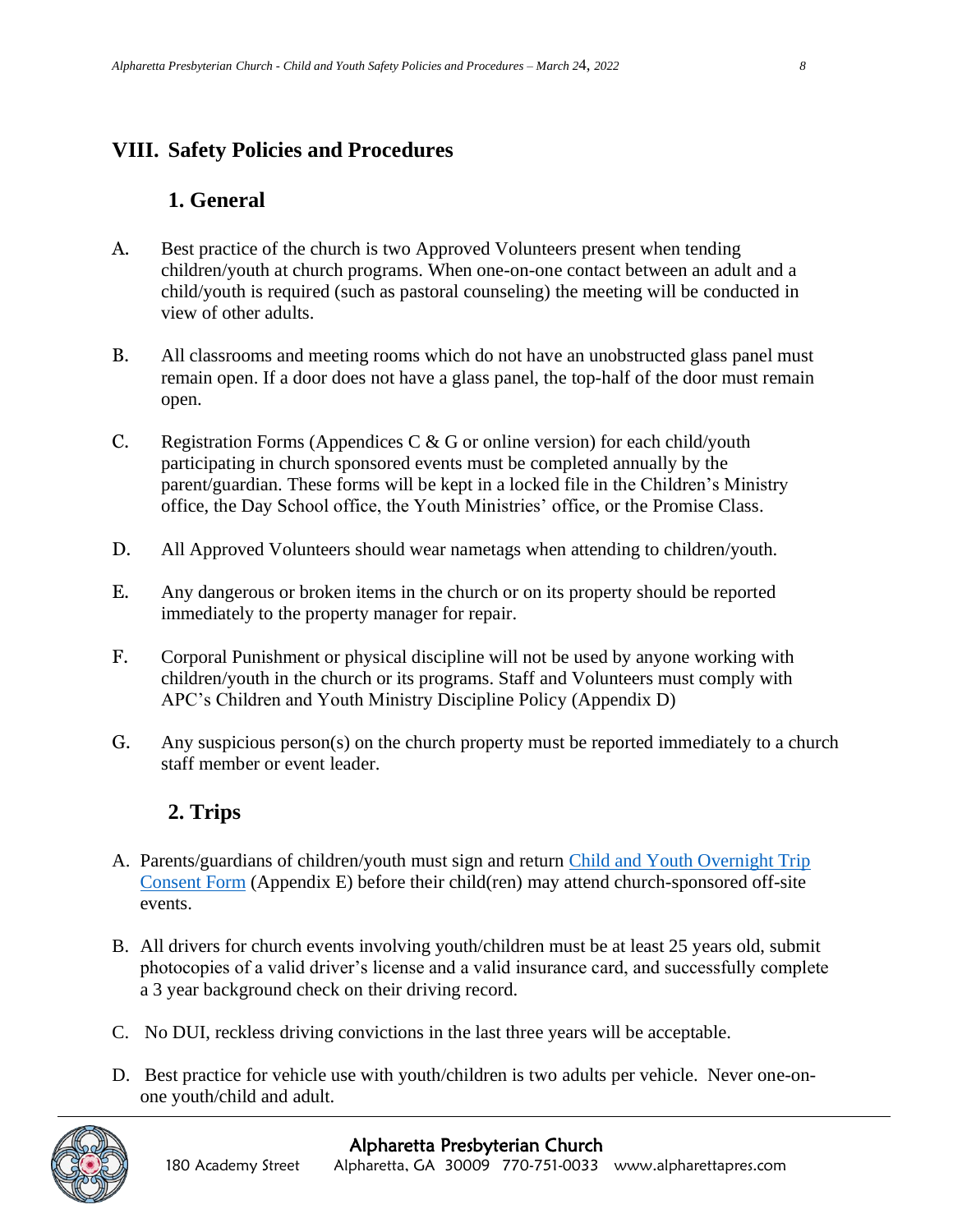## VIII. Safety Policies and Procedures

### 1. General

A. Best practice of the church is two Approved Volunteers present when tending children/youth at church programs. When one-on-one contact between an adult and a child/youth is required (such as pastoral counseling) the meeting will be conducted in view of other adults.

B. All classrooms and meeting rooms which do not have an unobstructed glass panel must remain open. If a door does not have a glass panel, the top-half of the door must remain open.

C. Registration Forms (Appendices C & G or online version) for each child/youth participating in church sponsored events must be completed annually by the parent/guardian. These forms will be kept in a locked file in the Children's Ministry office, the Day School office, the Youth Ministries' office, or the Promise Class.

D. All Approved Volunteers should wear nametags when attending to children/youth.

E. Any dangerous or broken items in the church or on its property should be reported immediately to the property manager for repair.

F. Corporal Punishment or physical discipline will not be used by anyone working with children/youth in the church or its programs. Staff and Volunteers must comply with APC's Children and Youth Ministry Discipline Policy (Appendix D)

G. Any suspicious person(s) on the church property must be reported immediately to a church staff member or event leader.

### 2. Trips

A. Parents/guardians of children/youth must sign and return Child and Youth Overnight Trip Consent Form (Appendix E) before their child(ren) may attend church-sponsored off-site events.

B. All drivers for church events involving youth/children must be at least 25 years old, submit photocopies of a valid driver's license and a valid insurance card, and successfully complete a 3 year background check on their driving record.

C. No DUI, reckless driving convictions in the last three years will be acceptable.

D. Best practice for vehicle use with youth/children is two adults per vehicle. Never one-on-one youth/child and adult.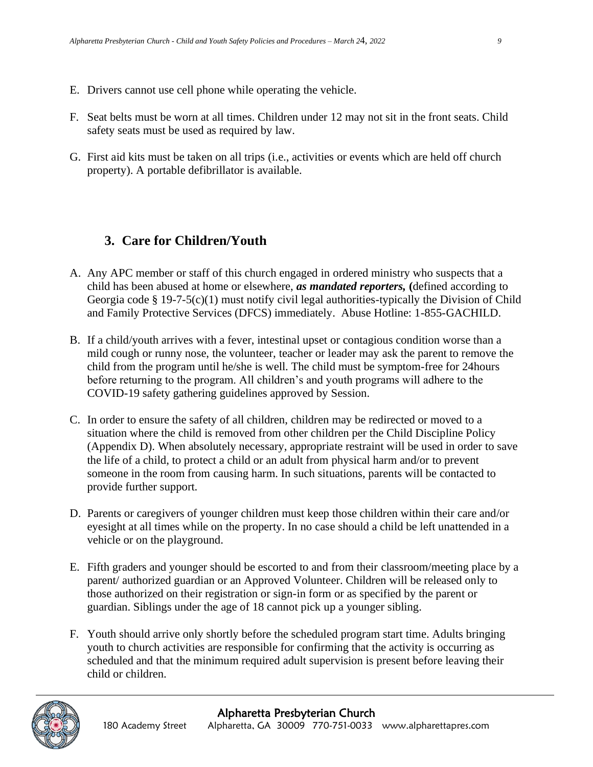E. Drivers cannot use cell phone while operating the vehicle.

F. Seat belts must be worn at all times. Children under 12 may not sit in the front seats. Child safety seats must be used as required by law.

G. First aid kits must be taken on all trips (i.e., activities or events which are held off church property). A portable defibrillator is available.

## 3. Care for Children/Youth

A. Any APC member or staff of this church engaged in ordered ministry who suspects that a child has been abused at home or elsewhere, ***as mandated reporters,*** **(**defined according to Georgia code § 19-7-5(c)(1) must notify civil legal authorities-typically the Division of Child and Family Protective Services (DFCS) immediately. Abuse Hotline: 1-855-GACHILD.

B. If a child/youth arrives with a fever, intestinal upset or contagious condition worse than a mild cough or runny nose, the volunteer, teacher or leader may ask the parent to remove the child from the program until he/she is well. The child must be symptom-free for 24hours before returning to the program. All children's and youth programs will adhere to the COVID-19 safety gathering guidelines approved by Session.

C. In order to ensure the safety of all children, children may be redirected or moved to a situation where the child is removed from other children per the Child Discipline Policy (Appendix D). When absolutely necessary, appropriate restraint will be used in order to save the life of a child, to protect a child or an adult from physical harm and/or to prevent someone in the room from causing harm. In such situations, parents will be contacted to provide further support.

D. Parents or caregivers of younger children must keep those children within their care and/or eyesight at all times while on the property. In no case should a child be left unattended in a vehicle or on the playground.

E. Fifth graders and younger should be escorted to and from their classroom/meeting place by a parent/ authorized guardian or an Approved Volunteer. Children will be released only to those authorized on their registration or sign-in form or as specified by the parent or guardian. Siblings under the age of 18 cannot pick up a younger sibling.

F. Youth should arrive only shortly before the scheduled program start time. Adults bringing youth to church activities are responsible for confirming that the activity is occurring as scheduled and that the minimum required adult supervision is present before leaving their child or children.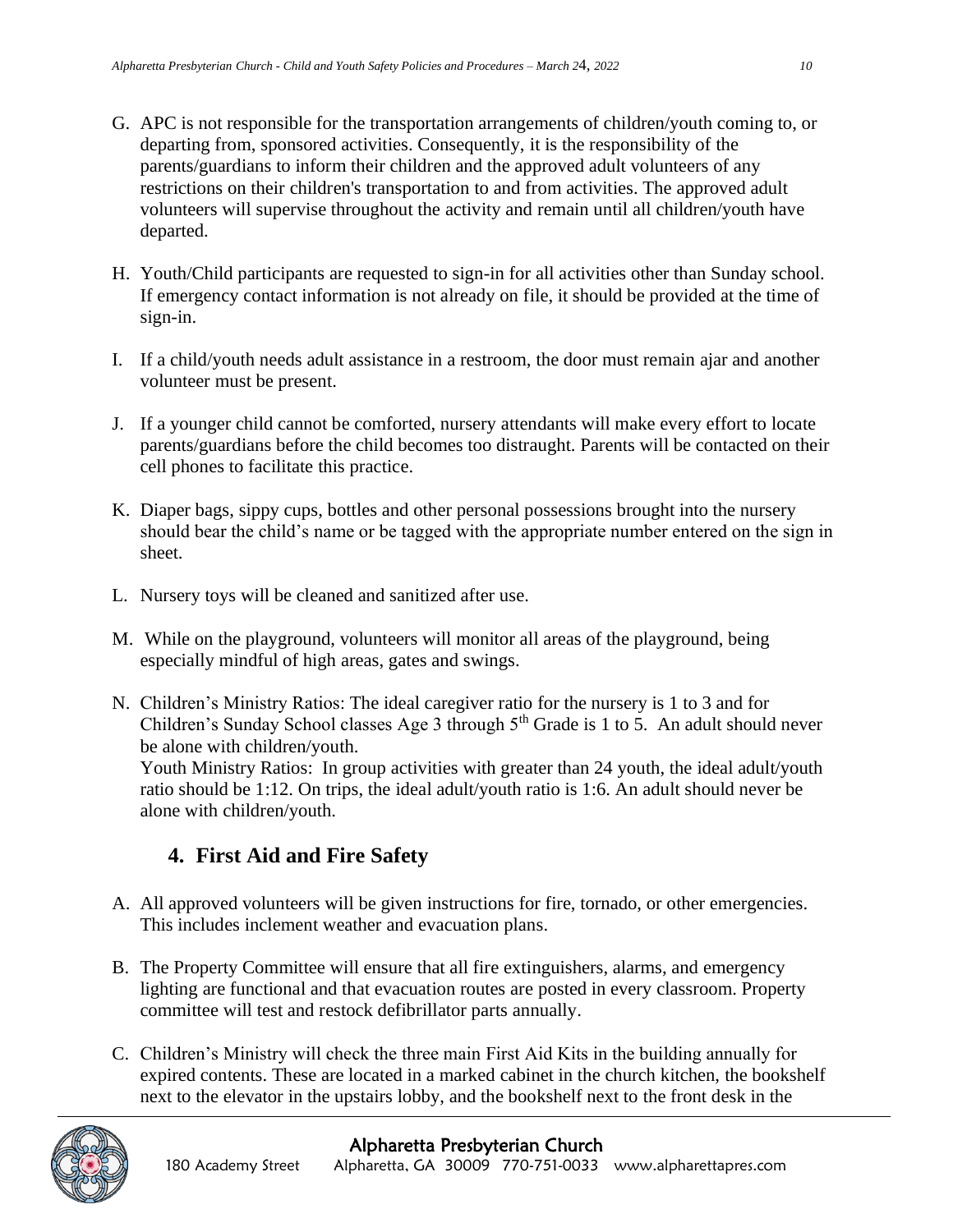G. APC is not responsible for the transportation arrangements of children/youth coming to, or departing from, sponsored activities. Consequently, it is the responsibility of the parents/guardians to inform their children and the approved adult volunteers of any restrictions on their children's transportation to and from activities. The approved adult volunteers will supervise throughout the activity and remain until all children/youth have departed.

H. Youth/Child participants are requested to sign-in for all activities other than Sunday school. If emergency contact information is not already on file, it should be provided at the time of sign-in.

I. If a child/youth needs adult assistance in a restroom, the door must remain ajar and another volunteer must be present.

J. If a younger child cannot be comforted, nursery attendants will make every effort to locate parents/guardians before the child becomes too distraught. Parents will be contacted on their cell phones to facilitate this practice.

K. Diaper bags, sippy cups, bottles and other personal possessions brought into the nursery should bear the child's name or be tagged with the appropriate number entered on the sign in sheet.

L. Nursery toys will be cleaned and sanitized after use.

M. While on the playground, volunteers will monitor all areas of the playground, being especially mindful of high areas, gates and swings.

N. Children's Ministry Ratios: The ideal caregiver ratio for the nursery is 1 to 3 and for Children's Sunday School classes Age 3 through 5th Grade is 1 to 5. An adult should never be alone with children/youth.
Youth Ministry Ratios: In group activities with greater than 24 youth, the ideal adult/youth ratio should be 1:12. On trips, the ideal adult/youth ratio is 1:6. An adult should never be alone with children/youth.

## 4. First Aid and Fire Safety

A. All approved volunteers will be given instructions for fire, tornado, or other emergencies. This includes inclement weather and evacuation plans.

B. The Property Committee will ensure that all fire extinguishers, alarms, and emergency lighting are functional and that evacuation routes are posted in every classroom. Property committee will test and restock defibrillator parts annually.

C. Children's Ministry will check the three main First Aid Kits in the building annually for expired contents. These are located in a marked cabinet in the church kitchen, the bookshelf next to the elevator in the upstairs lobby, and the bookshelf next to the front desk in the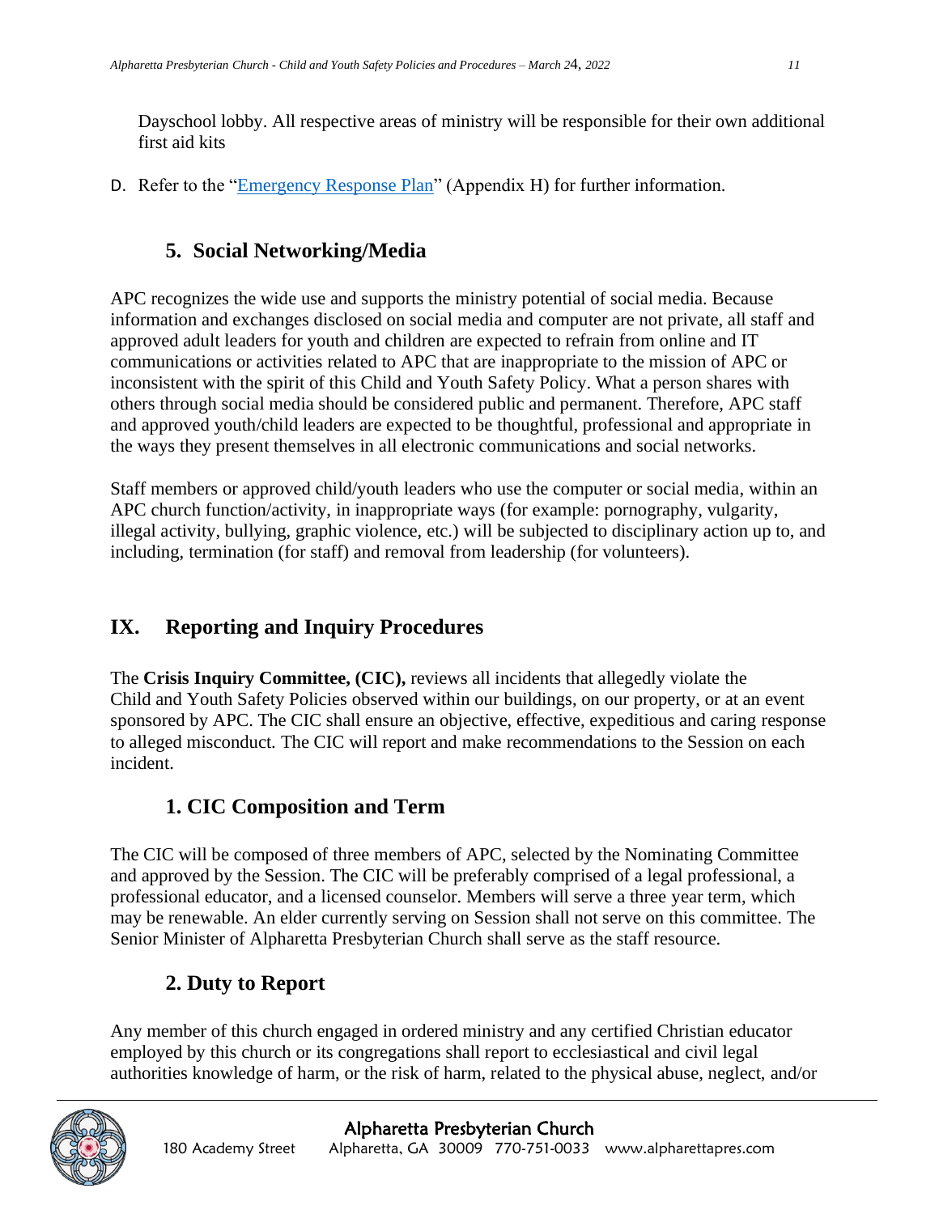Dayschool lobby. All respective areas of ministry will be responsible for their own additional first aid kits

D. Refer to the "[Emergency Response Plan]" (Appendix H) for further information.

### 5. Social Networking/Media

APC recognizes the wide use and supports the ministry potential of social media. Because information and exchanges disclosed on social media and computer are not private, all staff and approved adult leaders for youth and children are expected to refrain from online and IT communications or activities related to APC that are inappropriate to the mission of APC or inconsistent with the spirit of this Child and Youth Safety Policy. What a person shares with others through social media should be considered public and permanent. Therefore, APC staff and approved youth/child leaders are expected to be thoughtful, professional and appropriate in the ways they present themselves in all electronic communications and social networks.

Staff members or approved child/youth leaders who use the computer or social media, within an APC church function/activity, in inappropriate ways (for example: pornography, vulgarity, illegal activity, bullying, graphic violence, etc.) will be subjected to disciplinary action up to, and including, termination (for staff) and removal from leadership (for volunteers).

## IX. Reporting and Inquiry Procedures

The **Crisis Inquiry Committee, (CIC),** reviews all incidents that allegedly violate the Child and Youth Safety Policies observed within our buildings, on our property, or at an event sponsored by APC. The CIC shall ensure an objective, effective, expeditious and caring response to alleged misconduct. The CIC will report and make recommendations to the Session on each incident.

### 1. CIC Composition and Term

The CIC will be composed of three members of APC, selected by the Nominating Committee and approved by the Session. The CIC will be preferably comprised of a legal professional, a professional educator, and a licensed counselor. Members will serve a three year term, which may be renewable. An elder currently serving on Session shall not serve on this committee. The Senior Minister of Alpharetta Presbyterian Church shall serve as the staff resource.

### 2. Duty to Report

Any member of this church engaged in ordered ministry and any certified Christian educator employed by this church or its congregations shall report to ecclesiastical and civil legal authorities knowledge of harm, or the risk of harm, related to the physical abuse, neglect, and/or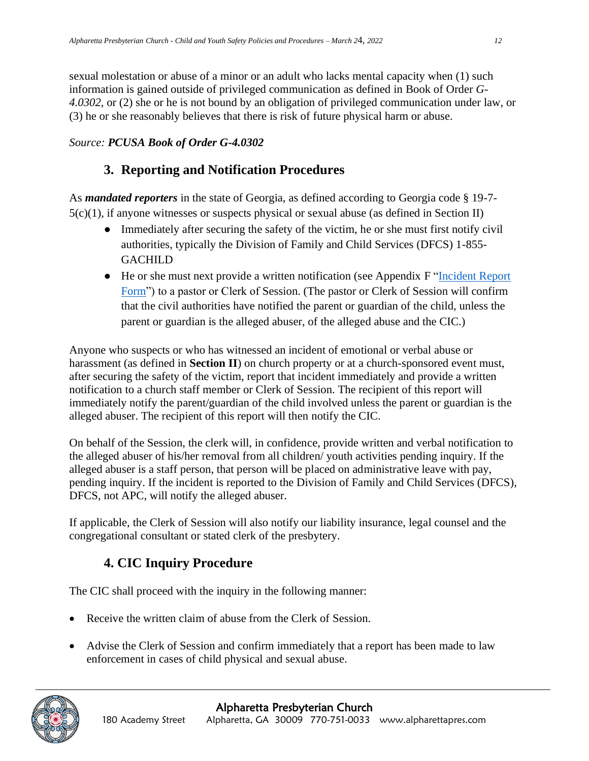sexual molestation or abuse of a minor or an adult who lacks mental capacity when (1) such information is gained outside of privileged communication as defined in Book of Order *G-4.0302*, or (2) she or he is not bound by an obligation of privileged communication under law, or (3) he or she reasonably believes that there is risk of future physical harm or abuse.

*Source:* ***PCUSA Book of Order G-4.0302***

## 3. Reporting and Notification Procedures

As ***mandated reporters*** in the state of Georgia, as defined according to Georgia code § 19-7-5(c)(1), if anyone witnesses or suspects physical or sexual abuse (as defined in Section II)

- Immediately after securing the safety of the victim, he or she must first notify civil authorities, typically the Division of Family and Child Services (DFCS) 1-855-GACHILD
- He or she must next provide a written notification (see Appendix F "Incident Report Form") to a pastor or Clerk of Session. (The pastor or Clerk of Session will confirm that the civil authorities have notified the parent or guardian of the child, unless the parent or guardian is the alleged abuser, of the alleged abuse and the CIC.)

Anyone who suspects or who has witnessed an incident of emotional or verbal abuse or harassment (as defined in **Section II**) on church property or at a church-sponsored event must, after securing the safety of the victim, report that incident immediately and provide a written notification to a church staff member or Clerk of Session. The recipient of this report will immediately notify the parent/guardian of the child involved unless the parent or guardian is the alleged abuser. The recipient of this report will then notify the CIC.

On behalf of the Session, the clerk will, in confidence, provide written and verbal notification to the alleged abuser of his/her removal from all children/ youth activities pending inquiry. If the alleged abuser is a staff person, that person will be placed on administrative leave with pay, pending inquiry. If the incident is reported to the Division of Family and Child Services (DFCS), DFCS, not APC, will notify the alleged abuser.

If applicable, the Clerk of Session will also notify our liability insurance, legal counsel and the congregational consultant or stated clerk of the presbytery.

## 4. CIC Inquiry Procedure

The CIC shall proceed with the inquiry in the following manner:

- Receive the written claim of abuse from the Clerk of Session.
- Advise the Clerk of Session and confirm immediately that a report has been made to law enforcement in cases of child physical and sexual abuse.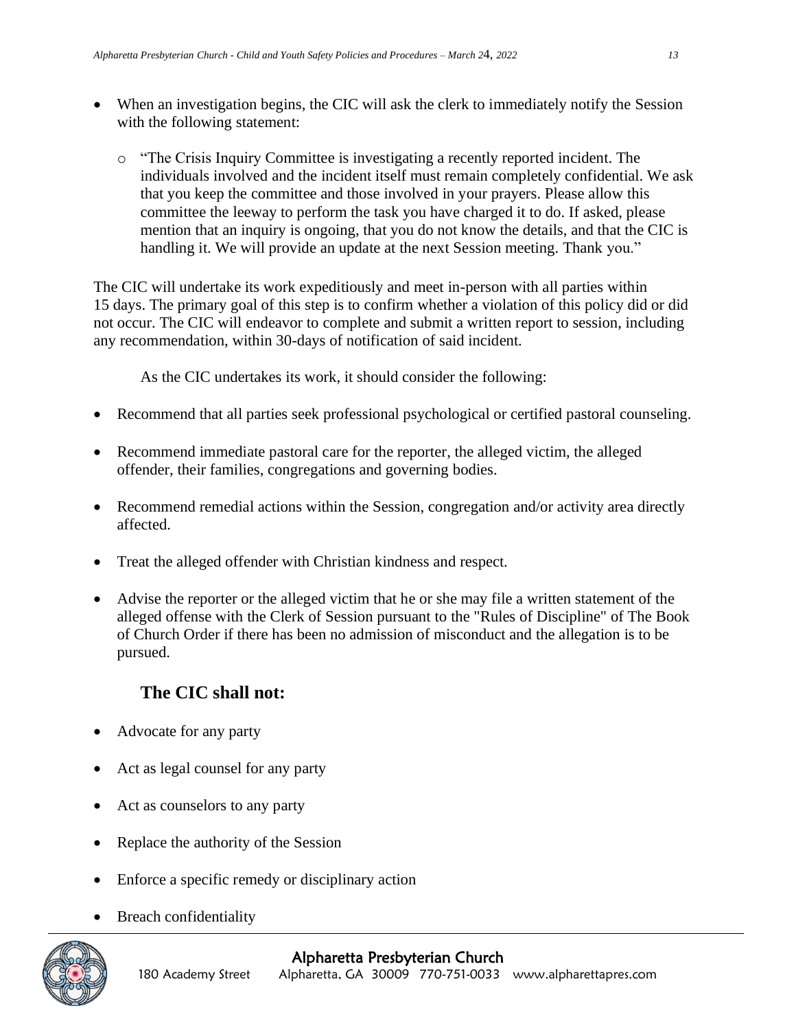- When an investigation begins, the CIC will ask the clerk to immediately notify the Session with the following statement:
    - "The Crisis Inquiry Committee is investigating a recently reported incident. The individuals involved and the incident itself must remain completely confidential. We ask that you keep the committee and those involved in your prayers. Please allow this committee the leeway to perform the task you have charged it to do. If asked, please mention that an inquiry is ongoing, that you do not know the details, and that the CIC is handling it. We will provide an update at the next Session meeting. Thank you."

The CIC will undertake its work expeditiously and meet in-person with all parties within 15 days. The primary goal of this step is to confirm whether a violation of this policy did or did not occur. The CIC will endeavor to complete and submit a written report to session, including any recommendation, within 30-days of notification of said incident.

As the CIC undertakes its work, it should consider the following:

- Recommend that all parties seek professional psychological or certified pastoral counseling.
- Recommend immediate pastoral care for the reporter, the alleged victim, the alleged offender, their families, congregations and governing bodies.
- Recommend remedial actions within the Session, congregation and/or activity area directly affected.
- Treat the alleged offender with Christian kindness and respect.
- Advise the reporter or the alleged victim that he or she may file a written statement of the alleged offense with the Clerk of Session pursuant to the "Rules of Discipline" of The Book of Church Order if there has been no admission of misconduct and the allegation is to be pursued.

## The CIC shall not:

- Advocate for any party
- Act as legal counsel for any party
- Act as counselors to any party
- Replace the authority of the Session
- Enforce a specific remedy or disciplinary action
- Breach confidentiality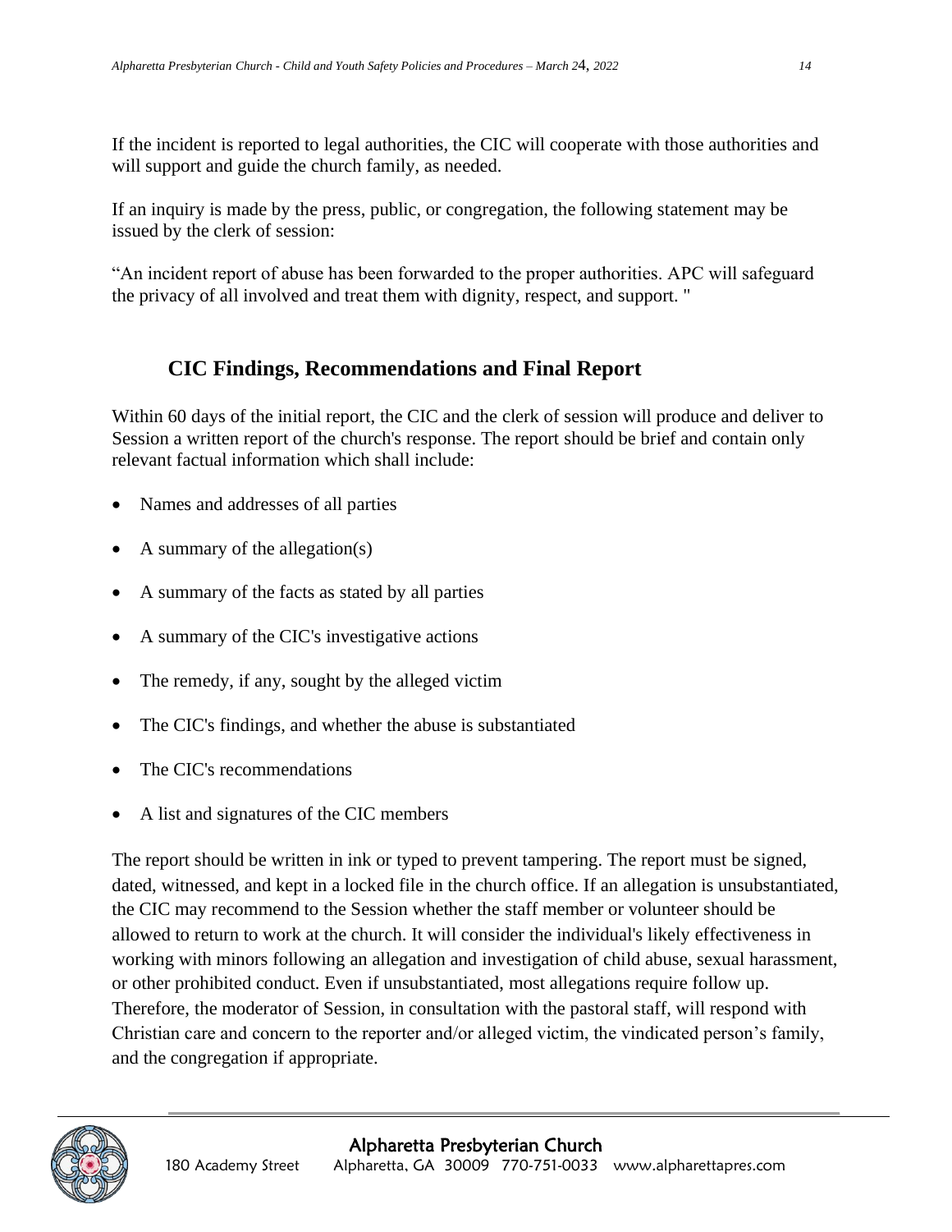If the incident is reported to legal authorities, the CIC will cooperate with those authorities and will support and guide the church family, as needed.

If an inquiry is made by the press, public, or congregation, the following statement may be issued by the clerk of session:

"An incident report of abuse has been forwarded to the proper authorities. APC will safeguard the privacy of all involved and treat them with dignity, respect, and support. "

## CIC Findings, Recommendations and Final Report

Within 60 days of the initial report, the CIC and the clerk of session will produce and deliver to Session a written report of the church's response. The report should be brief and contain only relevant factual information which shall include:

- Names and addresses of all parties
- A summary of the allegation(s)
- A summary of the facts as stated by all parties
- A summary of the CIC's investigative actions
- The remedy, if any, sought by the alleged victim
- The CIC's findings, and whether the abuse is substantiated
- The CIC's recommendations
- A list and signatures of the CIC members

The report should be written in ink or typed to prevent tampering. The report must be signed, dated, witnessed, and kept in a locked file in the church office. If an allegation is unsubstantiated, the CIC may recommend to the Session whether the staff member or volunteer should be allowed to return to work at the church. It will consider the individual's likely effectiveness in working with minors following an allegation and investigation of child abuse, sexual harassment, or other prohibited conduct. Even if unsubstantiated, most allegations require follow up. Therefore, the moderator of Session, in consultation with the pastoral staff, will respond with Christian care and concern to the reporter and/or alleged victim, the vindicated person's family, and the congregation if appropriate.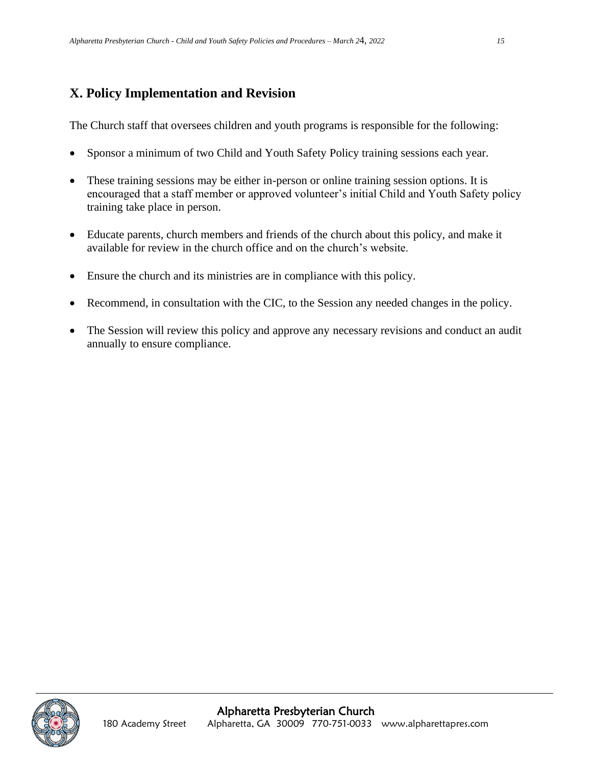## X. Policy Implementation and Revision

The Church staff that oversees children and youth programs is responsible for the following:

- Sponsor a minimum of two Child and Youth Safety Policy training sessions each year.
- These training sessions may be either in-person or online training session options. It is encouraged that a staff member or approved volunteer's initial Child and Youth Safety policy training take place in person.
- Educate parents, church members and friends of the church about this policy, and make it available for review in the church office and on the church's website.
- Ensure the church and its ministries are in compliance with this policy.
- Recommend, in consultation with the CIC, to the Session any needed changes in the policy.
- The Session will review this policy and approve any necessary revisions and conduct an audit annually to ensure compliance.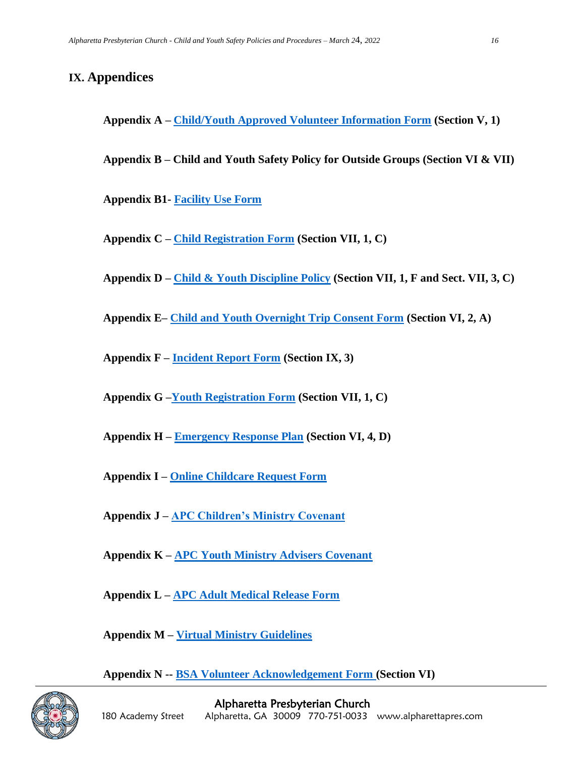## IX. Appendices

**Appendix A – Child/Youth Approved Volunteer Information Form (Section V, 1)**

**Appendix B – Child and Youth Safety Policy for Outside Groups (Section VI & VII)**

**Appendix B1- Facility Use Form**

**Appendix C – Child Registration Form (Section VII, 1, C)**

**Appendix D – Child & Youth Discipline Policy (Section VII, 1, F and Sect. VII, 3, C)**

**Appendix E– Child and Youth Overnight Trip Consent Form (Section VI, 2, A)**

**Appendix F – Incident Report Form (Section IX, 3)**

**Appendix G –Youth Registration Form (Section VII, 1, C)**

**Appendix H – Emergency Response Plan (Section VI, 4, D)**

**Appendix I – Online Childcare Request Form**

**Appendix J – APC Children's Ministry Covenant**

**Appendix K – APC Youth Ministry Advisers Covenant**

**Appendix L – APC Adult Medical Release Form**

**Appendix M – Virtual Ministry Guidelines**

**Appendix N -- BSA Volunteer Acknowledgement Form (Section VI)**